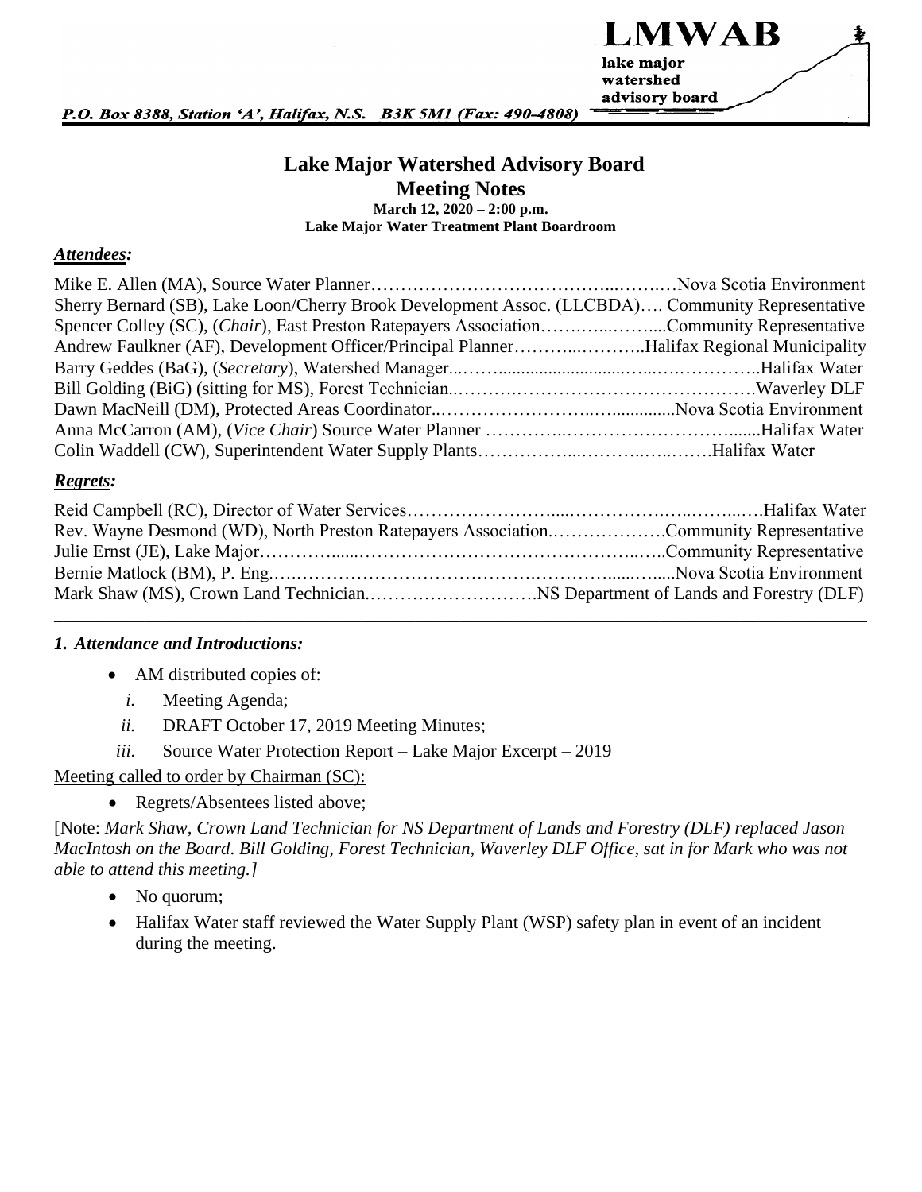**LMWAB**
lake major
watershed
advisory board

***P.O. Box 8388, Station 'A', Halifax, N.S. B3K 5M1 (Fax: 490-4808)***

# Lake Major Watershed Advisory Board

## Meeting Notes

**March 12, 2020 – 2:00 p.m.**
**Lake Major Water Treatment Plant Boardroom**

### ***Attendees:***

Mike E. Allen (MA), Source Water Planner……………………………………...……..…Nova Scotia Environment
Sherry Bernard (SB), Lake Loon/Cherry Brook Development Assoc. (LLCBDA)…. Community Representative
Spencer Colley (SC), (*Chair*), East Preston Ratepayers Association……..…...……....Community Representative
Andrew Faulkner (AF), Development Officer/Principal Planner………..………..Halifax Regional Municipality
Barry Geddes (BaG), (*Secretary*), Watershed Manager...……..........................…...….……………..Halifax Water
Bill Golding (BiG) (sitting for MS), Forest Technician..……….………………………………………Waverley DLF
Dawn MacNeill (DM), Protected Areas Coordinator..……………………..…...............Nova Scotia Environment
Anna McCarron (AM), (*Vice Chair*) Source Water Planner …………..………………………….......Halifax Water
Colin Waddell (CW), Superintendent Water Supply Plants……………...………..…..…….Halifax Water

### ***Regrets:***

Reid Campbell (RC), Director of Water Services……………………......………………..…..……...….Halifax Water
Rev. Wayne Desmond (WD), North Preston Ratepayers Association.……………….Community Representative
Julie Ernst (JE), Lake Major…………......…………………………………………..…..Community Representative
Bernie Matlock (BM), P. Eng.….…………………………………..………….......…......Nova Scotia Environment
Mark Shaw (MS), Crown Land Technician.……………………….NS Department of Lands and Forestry (DLF)

---

### ***1. Attendance and Introductions:***

- AM distributed copies of:
  - *i.* Meeting Agenda;
  - *ii.* DRAFT October 17, 2019 Meeting Minutes;
  - *iii.* Source Water Protection Report – Lake Major Excerpt – 2019

Meeting called to order by Chairman (SC):

- Regrets/Absentees listed above;

[Note: *Mark Shaw, Crown Land Technician for NS Department of Lands and Forestry (DLF) replaced Jason MacIntosh on the Board. Bill Golding, Forest Technician, Waverley DLF Office, sat in for Mark who was not able to attend this meeting.]*

- No quorum;
- Halifax Water staff reviewed the Water Supply Plant (WSP) safety plan in event of an incident during the meeting.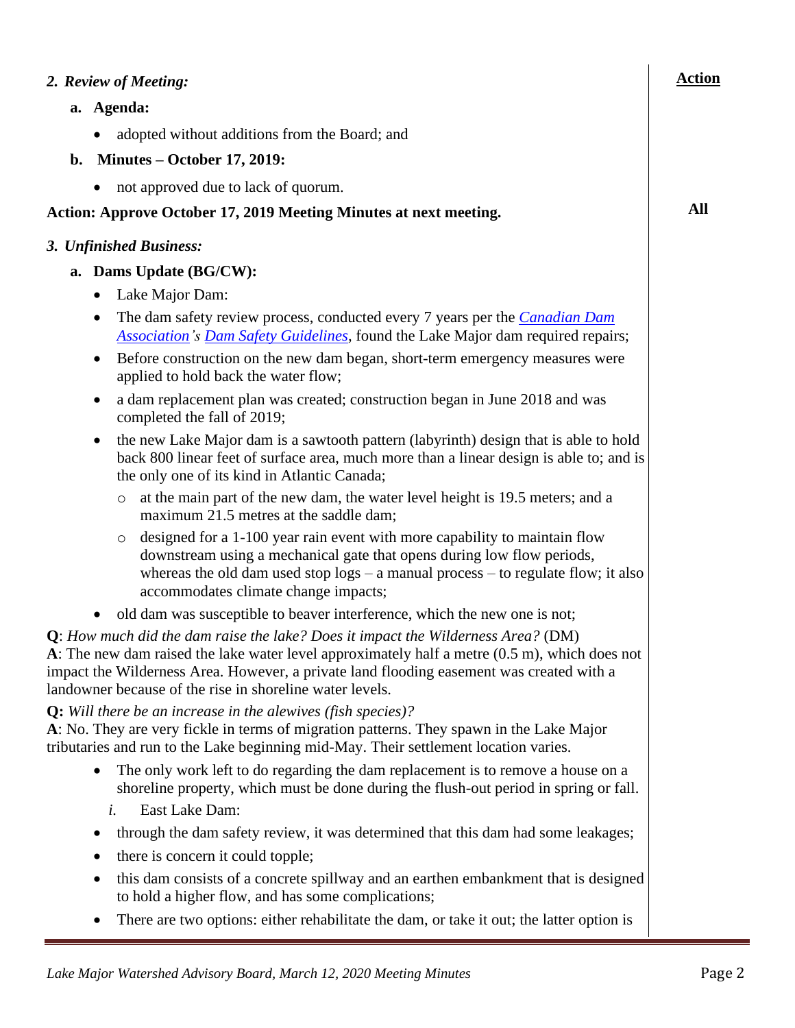## 2. *Review of Meeting:*

**a. Agenda:**

- adopted without additions from the Board; and

**b. Minutes – October 17, 2019:**

- not approved due to lack of quorum.

**Action: Approve October 17, 2019 Meeting Minutes at next meeting.** — **All**

## 3. *Unfinished Business:*

**a. Dams Update (BG/CW):**

- Lake Major Dam:
- The dam safety review process, conducted every 7 years per the *Canadian Dam Association's Dam Safety Guidelines*, found the Lake Major dam required repairs;
- Before construction on the new dam began, short-term emergency measures were applied to hold back the water flow;
- a dam replacement plan was created; construction began in June 2018 and was completed the fall of 2019;
- the new Lake Major dam is a sawtooth pattern (labyrinth) design that is able to hold back 800 linear feet of surface area, much more than a linear design is able to; and is the only one of its kind in Atlantic Canada;
  - at the main part of the new dam, the water level height is 19.5 meters; and a maximum 21.5 metres at the saddle dam;
  - designed for a 1-100 year rain event with more capability to maintain flow downstream using a mechanical gate that opens during low flow periods, whereas the old dam used stop logs – a manual process – to regulate flow; it also accommodates climate change impacts;
- old dam was susceptible to beaver interference, which the new one is not;

**Q**: *How much did the dam raise the lake? Does it impact the Wilderness Area?* (DM)
**A**: The new dam raised the lake water level approximately half a metre (0.5 m), which does not impact the Wilderness Area. However, a private land flooding easement was created with a landowner because of the rise in shoreline water levels.

**Q:** *Will there be an increase in the alewives (fish species)?*
**A**: No. They are very fickle in terms of migration patterns. They spawn in the Lake Major tributaries and run to the Lake beginning mid-May. Their settlement location varies.

- The only work left to do regarding the dam replacement is to remove a house on a shoreline property, which must be done during the flush-out period in spring or fall.

*i.* East Lake Dam:

- through the dam safety review, it was determined that this dam had some leakages;
- there is concern it could topple;
- this dam consists of a concrete spillway and an earthen embankment that is designed to hold a higher flow, and has some complications;
- There are two options: either rehabilitate the dam, or take it out; the latter option is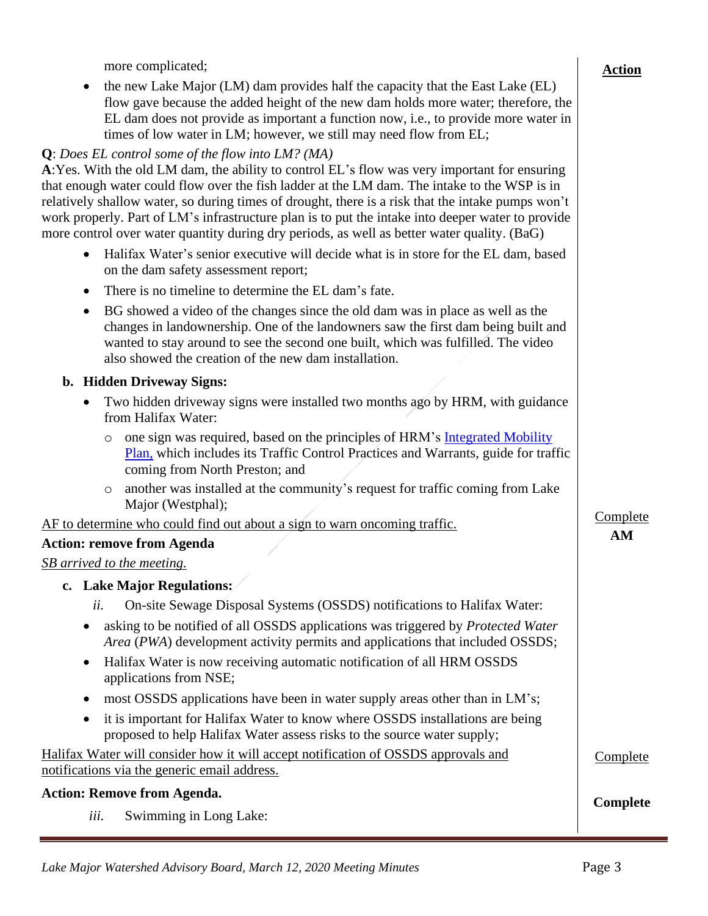more complicated;

- the new Lake Major (LM) dam provides half the capacity that the East Lake (EL) flow gave because the added height of the new dam holds more water; therefore, the EL dam does not provide as important a function now, i.e., to provide more water in times of low water in LM; however, we still may need flow from EL;

**Q**: *Does EL control some of the flow into LM? (MA)*
**A**:Yes. With the old LM dam, the ability to control EL's flow was very important for ensuring that enough water could flow over the fish ladder at the LM dam. The intake to the WSP is in relatively shallow water, so during times of drought, there is a risk that the intake pumps won't work properly. Part of LM's infrastructure plan is to put the intake into deeper water to provide more control over water quantity during dry periods, as well as better water quality. (BaG)

- Halifax Water's senior executive will decide what is in store for the EL dam, based on the dam safety assessment report;
- There is no timeline to determine the EL dam's fate.
- BG showed a video of the changes since the old dam was in place as well as the changes in landownership. One of the landowners saw the first dam being built and wanted to stay around to see the second one built, which was fulfilled. The video also showed the creation of the new dam installation.

**b. Hidden Driveway Signs:**

- Two hidden driveway signs were installed two months ago by HRM, with guidance from Halifax Water:
  - one sign was required, based on the principles of HRM's [Integrated Mobility Plan,] which includes its Traffic Control Practices and Warrants, guide for traffic coming from North Preston; and
  - another was installed at the community's request for traffic coming from Lake Major (Westphal);

AF to determine who could find out about a sign to warn oncoming traffic. — **Action:** Complete, **AM**

**Action: remove from Agenda**

*SB arrived to the meeting.*

**c. Lake Major Regulations:**

*ii.* On-site Sewage Disposal Systems (OSSDS) notifications to Halifax Water:

- asking to be notified of all OSSDS applications was triggered by *Protected Water Area* (*PWA*) development activity permits and applications that included OSSDS;
- Halifax Water is now receiving automatic notification of all HRM OSSDS applications from NSE;
- most OSSDS applications have been in water supply areas other than in LM's;
- it is important for Halifax Water to know where OSSDS installations are being proposed to help Halifax Water assess risks to the source water supply;

Halifax Water will consider how it will accept notification of OSSDS approvals and notifications via the generic email address. — **Action:** Complete

**Action: Remove from Agenda.** — **Complete**

*iii.* Swimming in Long Lake: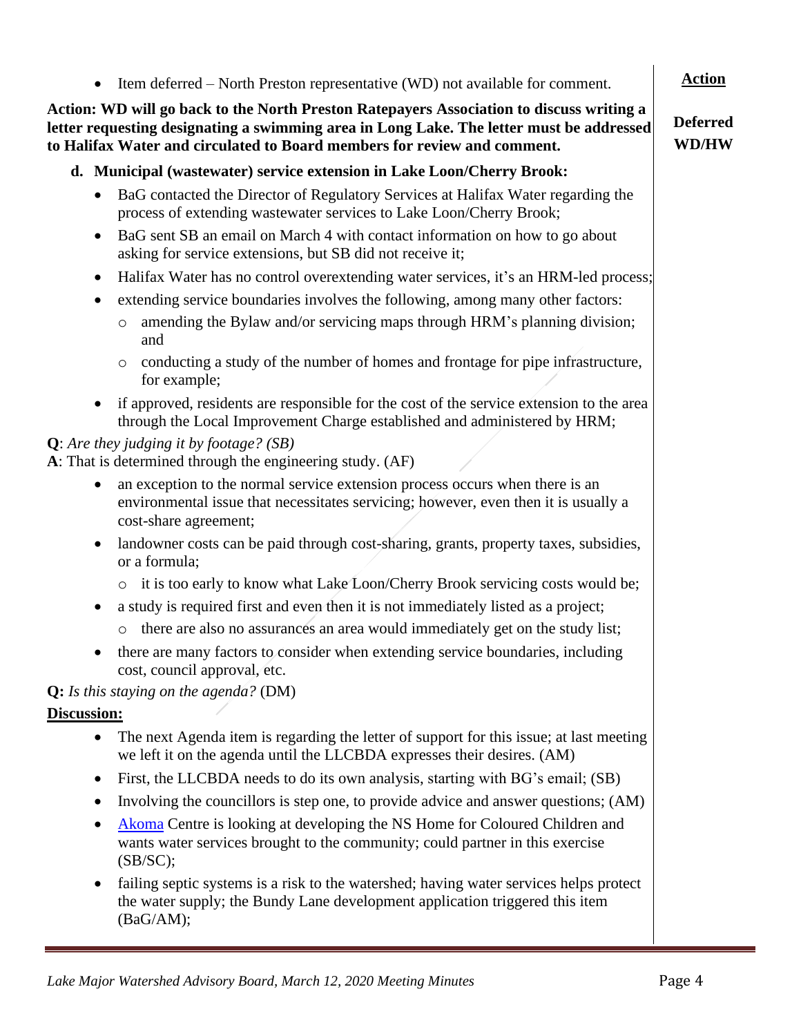- Item deferred – North Preston representative (WD) not available for comment.

**Action: WD will go back to the North Preston Ratepayers Association to discuss writing a letter requesting designating a swimming area in Long Lake. The letter must be addressed to Halifax Water and circulated to Board members for review and comment.**

**Action**

**Deferred WD/HW**

**d. Municipal (wastewater) service extension in Lake Loon/Cherry Brook:**

- BaG contacted the Director of Regulatory Services at Halifax Water regarding the process of extending wastewater services to Lake Loon/Cherry Brook;
- BaG sent SB an email on March 4 with contact information on how to go about asking for service extensions, but SB did not receive it;
- Halifax Water has no control overextending water services, it's an HRM-led process;
- extending service boundaries involves the following, among many other factors:
  - amending the Bylaw and/or servicing maps through HRM's planning division; and
  - conducting a study of the number of homes and frontage for pipe infrastructure, for example;
- if approved, residents are responsible for the cost of the service extension to the area through the Local Improvement Charge established and administered by HRM;

**Q**: *Are they judging it by footage? (SB)*
**A**: That is determined through the engineering study. (AF)

- an exception to the normal service extension process occurs when there is an environmental issue that necessitates servicing; however, even then it is usually a cost-share agreement;
- landowner costs can be paid through cost-sharing, grants, property taxes, subsidies, or a formula;
  - it is too early to know what Lake Loon/Cherry Brook servicing costs would be;
- a study is required first and even then it is not immediately listed as a project;
  - there are also no assurances an area would immediately get on the study list;
- there are many factors to consider when extending service boundaries, including cost, council approval, etc.

**Q:** *Is this staying on the agenda?* (DM)

**Discussion:**

- The next Agenda item is regarding the letter of support for this issue; at last meeting we left it on the agenda until the LLCBDA expresses their desires. (AM)
- First, the LLCBDA needs to do its own analysis, starting with BG's email; (SB)
- Involving the councillors is step one, to provide advice and answer questions; (AM)
- Akoma Centre is looking at developing the NS Home for Coloured Children and wants water services brought to the community; could partner in this exercise (SB/SC);
- failing septic systems is a risk to the watershed; having water services helps protect the water supply; the Bundy Lane development application triggered this item (BaG/AM);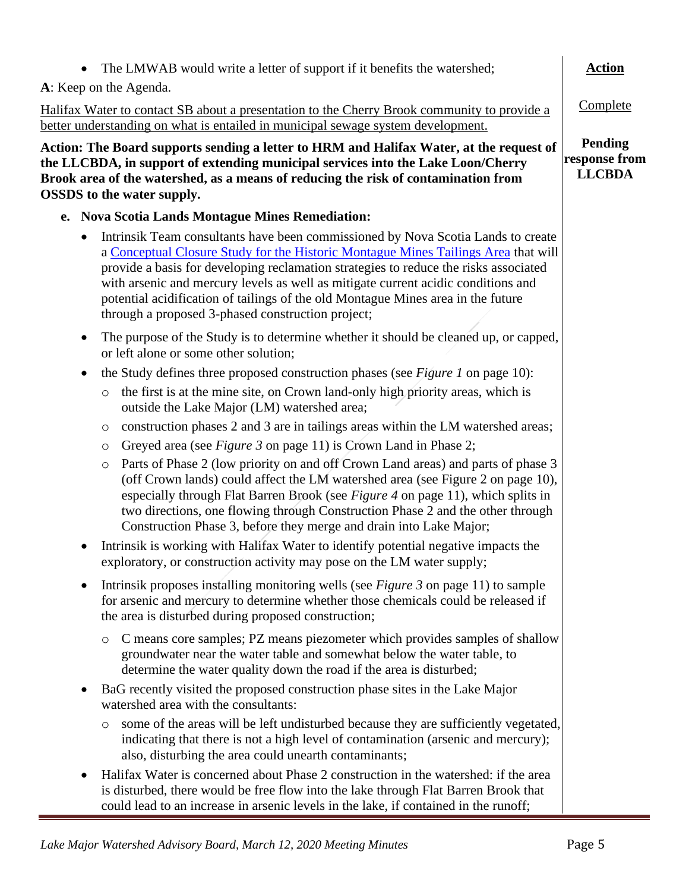- The LMWAB would write a letter of support if it benefits the watershed;

**A**: Keep on the Agenda.

Halifax Water to contact SB about a presentation to the Cherry Brook community to provide a better understanding on what is entailed in municipal sewage system development. — **Action:** Complete

**Action: The Board supports sending a letter to HRM and Halifax Water, at the request of the LLCBDA, in support of extending municipal services into the Lake Loon/Cherry Brook area of the watershed, as a means of reducing the risk of contamination from OSSDS to the water supply.** — **Pending response from LLCBDA**

**e. Nova Scotia Lands Montague Mines Remediation:**

- Intrinsik Team consultants have been commissioned by Nova Scotia Lands to create a Conceptual Closure Study for the Historic Montague Mines Tailings Area that will provide a basis for developing reclamation strategies to reduce the risks associated with arsenic and mercury levels as well as mitigate current acidic conditions and potential acidification of tailings of the old Montague Mines area in the future through a proposed 3-phased construction project;
- The purpose of the Study is to determine whether it should be cleaned up, or capped, or left alone or some other solution;
- the Study defines three proposed construction phases (see *Figure 1* on page 10):
  - the first is at the mine site, on Crown land-only high priority areas, which is outside the Lake Major (LM) watershed area;
  - construction phases 2 and 3 are in tailings areas within the LM watershed areas;
  - Greyed area (see *Figure 3* on page 11) is Crown Land in Phase 2;
  - Parts of Phase 2 (low priority on and off Crown Land areas) and parts of phase 3 (off Crown lands) could affect the LM watershed area (see Figure 2 on page 10), especially through Flat Barren Brook (see *Figure 4* on page 11), which splits in two directions, one flowing through Construction Phase 2 and the other through Construction Phase 3, before they merge and drain into Lake Major;
- Intrinsik is working with Halifax Water to identify potential negative impacts the exploratory, or construction activity may pose on the LM water supply;
- Intrinsik proposes installing monitoring wells (see *Figure 3* on page 11) to sample for arsenic and mercury to determine whether those chemicals could be released if the area is disturbed during proposed construction;
  - C means core samples; PZ means piezometer which provides samples of shallow groundwater near the water table and somewhat below the water table, to determine the water quality down the road if the area is disturbed;
- BaG recently visited the proposed construction phase sites in the Lake Major watershed area with the consultants:
  - some of the areas will be left undisturbed because they are sufficiently vegetated, indicating that there is not a high level of contamination (arsenic and mercury); also, disturbing the area could unearth contaminants;
- Halifax Water is concerned about Phase 2 construction in the watershed: if the area is disturbed, there would be free flow into the lake through Flat Barren Brook that could lead to an increase in arsenic levels in the lake, if contained in the runoff;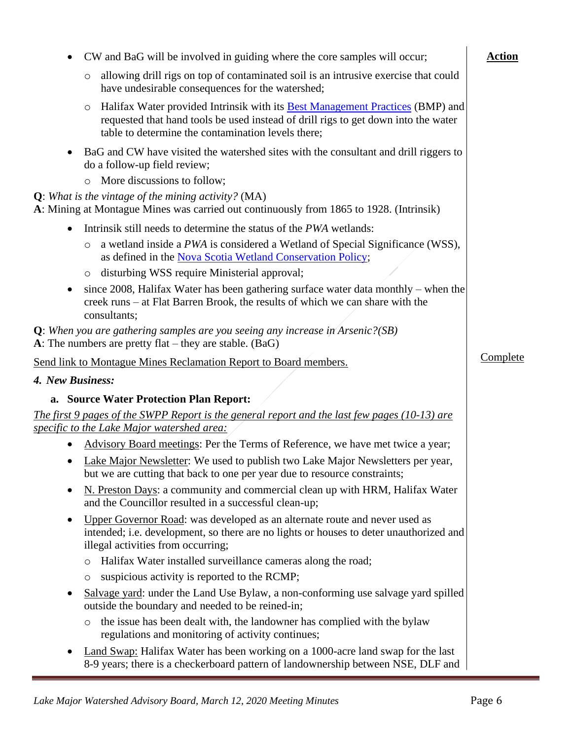**Action**

- CW and BaG will be involved in guiding where the core samples will occur;
  - allowing drill rigs on top of contaminated soil is an intrusive exercise that could have undesirable consequences for the watershed;
  - Halifax Water provided Intrinsik with its Best Management Practices (BMP) and requested that hand tools be used instead of drill rigs to get down into the water table to determine the contamination levels there;
- BaG and CW have visited the watershed sites with the consultant and drill riggers to do a follow-up field review;
  - More discussions to follow;

**Q**: *What is the vintage of the mining activity?* (MA)
**A**: Mining at Montague Mines was carried out continuously from 1865 to 1928. (Intrinsik)

- Intrinsik still needs to determine the status of the *PWA* wetlands:
  - a wetland inside a *PWA* is considered a Wetland of Special Significance (WSS), as defined in the Nova Scotia Wetland Conservation Policy;
  - disturbing WSS require Ministerial approval;
- since 2008, Halifax Water has been gathering surface water data monthly – when the creek runs – at Flat Barren Brook, the results of which we can share with the consultants;

**Q**: *When you are gathering samples are you seeing any increase in Arsenic?(SB)*
**A**: The numbers are pretty flat – they are stable. (BaG)

Send link to Montague Mines Reclamation Report to Board members. — Complete

### 4. New Business:

#### a. Source Water Protection Plan Report:

*The first 9 pages of the SWPP Report is the general report and the last few pages (10-13) are specific to the Lake Major watershed area:*

- Advisory Board meetings: Per the Terms of Reference, we have met twice a year;
- Lake Major Newsletter: We used to publish two Lake Major Newsletters per year, but we are cutting that back to one per year due to resource constraints;
- N. Preston Days: a community and commercial clean up with HRM, Halifax Water and the Councillor resulted in a successful clean-up;
- Upper Governor Road: was developed as an alternate route and never used as intended; i.e. development, so there are no lights or houses to deter unauthorized and illegal activities from occurring;
  - Halifax Water installed surveillance cameras along the road;
  - suspicious activity is reported to the RCMP;
- Salvage yard: under the Land Use Bylaw, a non-conforming use salvage yard spilled outside the boundary and needed to be reined-in;
  - the issue has been dealt with, the landowner has complied with the bylaw regulations and monitoring of activity continues;
- Land Swap: Halifax Water has been working on a 1000-acre land swap for the last 8-9 years; there is a checkerboard pattern of landownership between NSE, DLF and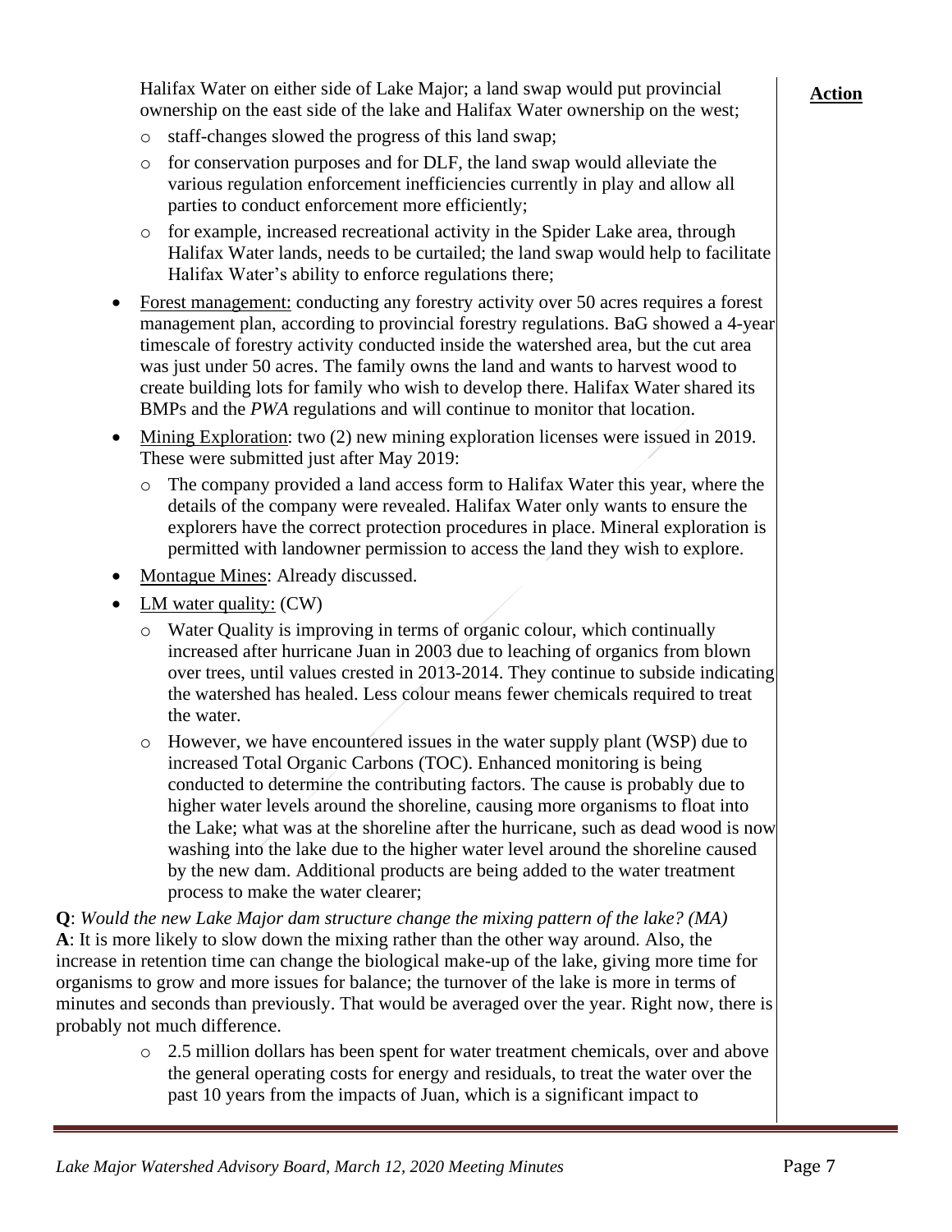Halifax Water on either side of Lake Major; a land swap would put provincial ownership on the east side of the lake and Halifax Water ownership on the west;

**Action**

- staff-changes slowed the progress of this land swap;
- for conservation purposes and for DLF, the land swap would alleviate the various regulation enforcement inefficiencies currently in play and allow all parties to conduct enforcement more efficiently;
- for example, increased recreational activity in the Spider Lake area, through Halifax Water lands, needs to be curtailed; the land swap would help to facilitate Halifax Water's ability to enforce regulations there;

- Forest management: conducting any forestry activity over 50 acres requires a forest management plan, according to provincial forestry regulations. BaG showed a 4-year timescale of forestry activity conducted inside the watershed area, but the cut area was just under 50 acres. The family owns the land and wants to harvest wood to create building lots for family who wish to develop there. Halifax Water shared its BMPs and the *PWA* regulations and will continue to monitor that location.
- Mining Exploration: two (2) new mining exploration licenses were issued in 2019. These were submitted just after May 2019:
  - The company provided a land access form to Halifax Water this year, where the details of the company were revealed. Halifax Water only wants to ensure the explorers have the correct protection procedures in place. Mineral exploration is permitted with landowner permission to access the land they wish to explore.
- Montague Mines: Already discussed.
- LM water quality: (CW)
  - Water Quality is improving in terms of organic colour, which continually increased after hurricane Juan in 2003 due to leaching of organics from blown over trees, until values crested in 2013-2014. They continue to subside indicating the watershed has healed. Less colour means fewer chemicals required to treat the water.
  - However, we have encountered issues in the water supply plant (WSP) due to increased Total Organic Carbons (TOC). Enhanced monitoring is being conducted to determine the contributing factors. The cause is probably due to higher water levels around the shoreline, causing more organisms to float into the Lake; what was at the shoreline after the hurricane, such as dead wood is now washing into the lake due to the higher water level around the shoreline caused by the new dam. Additional products are being added to the water treatment process to make the water clearer;

**Q**: *Would the new Lake Major dam structure change the mixing pattern of the lake? (MA)*
**A**: It is more likely to slow down the mixing rather than the other way around. Also, the increase in retention time can change the biological make-up of the lake, giving more time for organisms to grow and more issues for balance; the turnover of the lake is more in terms of minutes and seconds than previously. That would be averaged over the year. Right now, there is probably not much difference.

- 2.5 million dollars has been spent for water treatment chemicals, over and above the general operating costs for energy and residuals, to treat the water over the past 10 years from the impacts of Juan, which is a significant impact to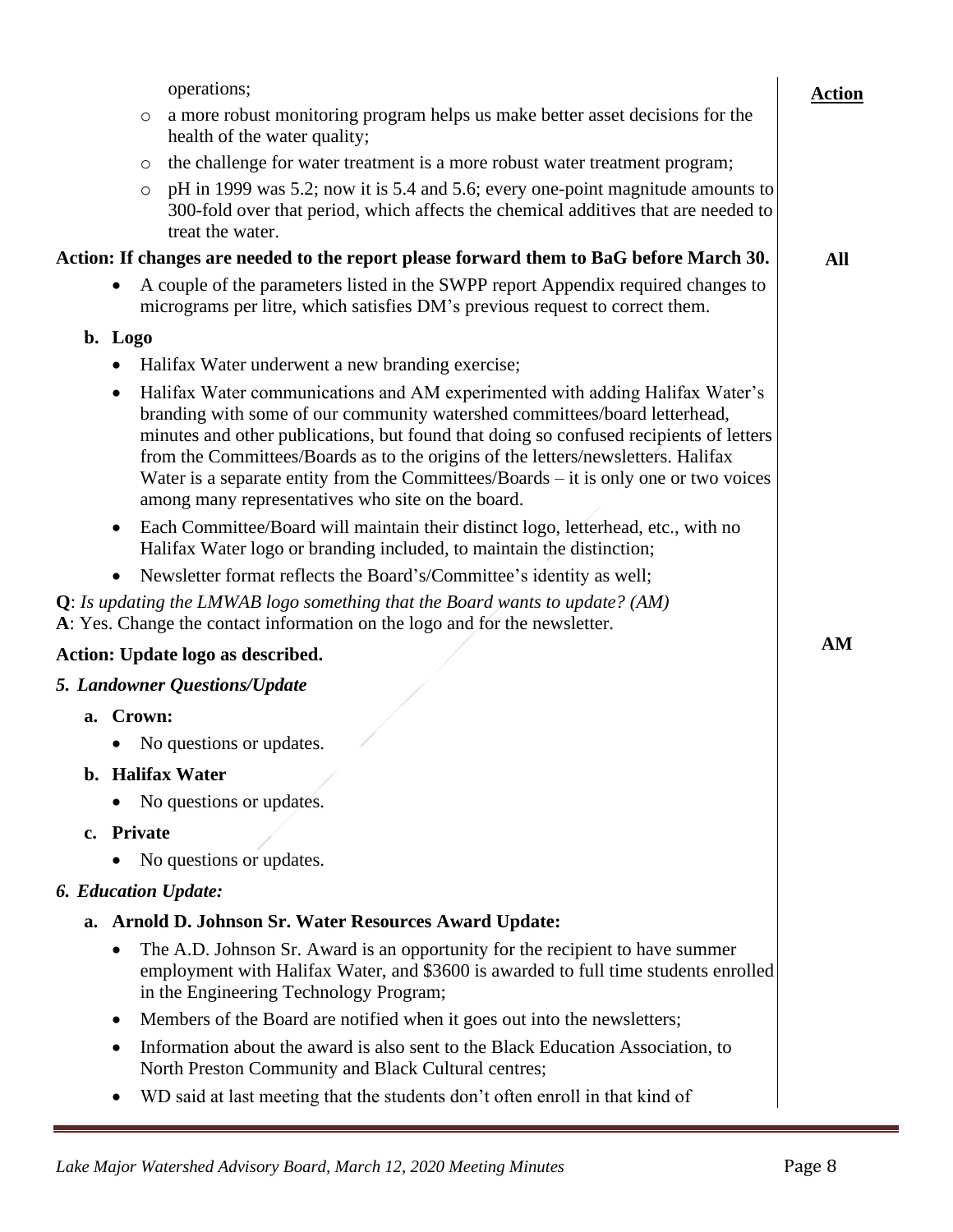operations;

- a more robust monitoring program helps us make better asset decisions for the health of the water quality;
- the challenge for water treatment is a more robust water treatment program;
- pH in 1999 was 5.2; now it is 5.4 and 5.6; every one-point magnitude amounts to 300-fold over that period, which affects the chemical additives that are needed to treat the water.

**Action: If changes are needed to the report please forward them to BaG before March 30.** — **All**

- A couple of the parameters listed in the SWPP report Appendix required changes to micrograms per litre, which satisfies DM's previous request to correct them.

**b. Logo**

- Halifax Water underwent a new branding exercise;
- Halifax Water communications and AM experimented with adding Halifax Water's branding with some of our community watershed committees/board letterhead, minutes and other publications, but found that doing so confused recipients of letters from the Committees/Boards as to the origins of the letters/newsletters. Halifax Water is a separate entity from the Committees/Boards – it is only one or two voices among many representatives who site on the board.
- Each Committee/Board will maintain their distinct logo, letterhead, etc., with no Halifax Water logo or branding included, to maintain the distinction;
- Newsletter format reflects the Board's/Committee's identity as well;

**Q**: *Is updating the LMWAB logo something that the Board wants to update? (AM)*
**A**: Yes. Change the contact information on the logo and for the newsletter.

**Action: Update logo as described.** — **AM**

***5. Landowner Questions/Update***

**a. Crown:**

- No questions or updates.

**b. Halifax Water**

- No questions or updates.

**c. Private**

- No questions or updates.

***6. Education Update:***

**a. Arnold D. Johnson Sr. Water Resources Award Update:**

- The A.D. Johnson Sr. Award is an opportunity for the recipient to have summer employment with Halifax Water, and $3600 is awarded to full time students enrolled in the Engineering Technology Program;
- Members of the Board are notified when it goes out into the newsletters;
- Information about the award is also sent to the Black Education Association, to North Preston Community and Black Cultural centres;
- WD said at last meeting that the students don't often enroll in that kind of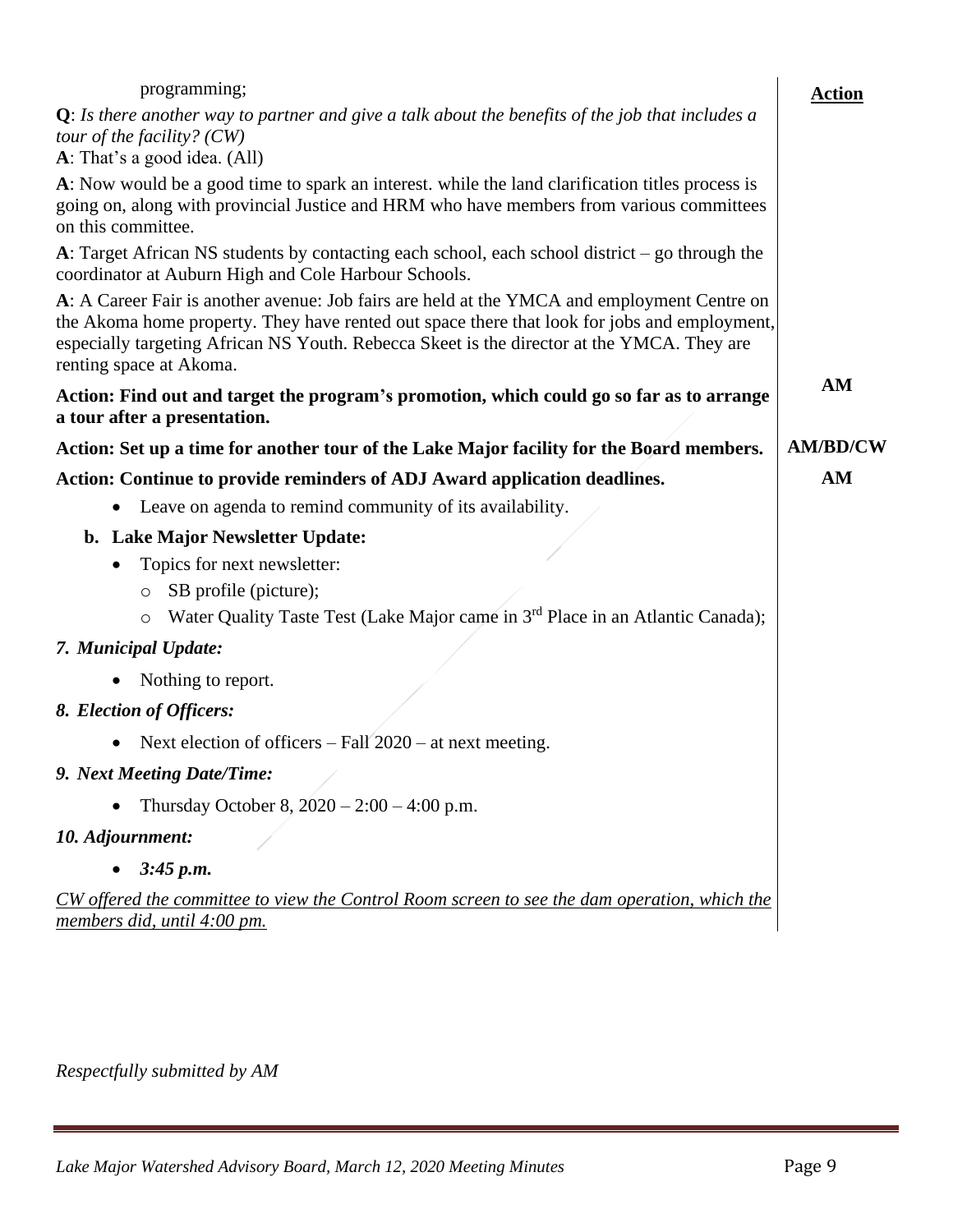programming;

**Action**

**Q**: *Is there another way to partner and give a talk about the benefits of the job that includes a tour of the facility? (CW)*

**A**: That's a good idea. (All)

**A**: Now would be a good time to spark an interest. while the land clarification titles process is going on, along with provincial Justice and HRM who have members from various committees on this committee.

**A**: Target African NS students by contacting each school, each school district – go through the coordinator at Auburn High and Cole Harbour Schools.

**A**: A Career Fair is another avenue: Job fairs are held at the YMCA and employment Centre on the Akoma home property. They have rented out space there that look for jobs and employment, especially targeting African NS Youth. Rebecca Skeet is the director at the YMCA. They are renting space at Akoma.

**Action: Find out and target the program's promotion, which could go so far as to arrange a tour after a presentation.** — **AM**

**Action: Set up a time for another tour of the Lake Major facility for the Board members.** — **AM/BD/CW**

**Action: Continue to provide reminders of ADJ Award application deadlines.** — **AM**

- Leave on agenda to remind community of its availability.

**b. Lake Major Newsletter Update:**

- Topics for next newsletter:
  - SB profile (picture);
  - Water Quality Taste Test (Lake Major came in 3rd Place in an Atlantic Canada);

***7. Municipal Update:***

- Nothing to report.

***8. Election of Officers:***

- Next election of officers – Fall 2020 – at next meeting.

***9. Next Meeting Date/Time:***

- Thursday October 8, 2020 – 2:00 – 4:00 p.m.

***10. Adjournment:***

- ***3:45 p.m.***

*CW offered the committee to view the Control Room screen to see the dam operation, which the members did, until 4:00 pm.*

*Respectfully submitted by AM*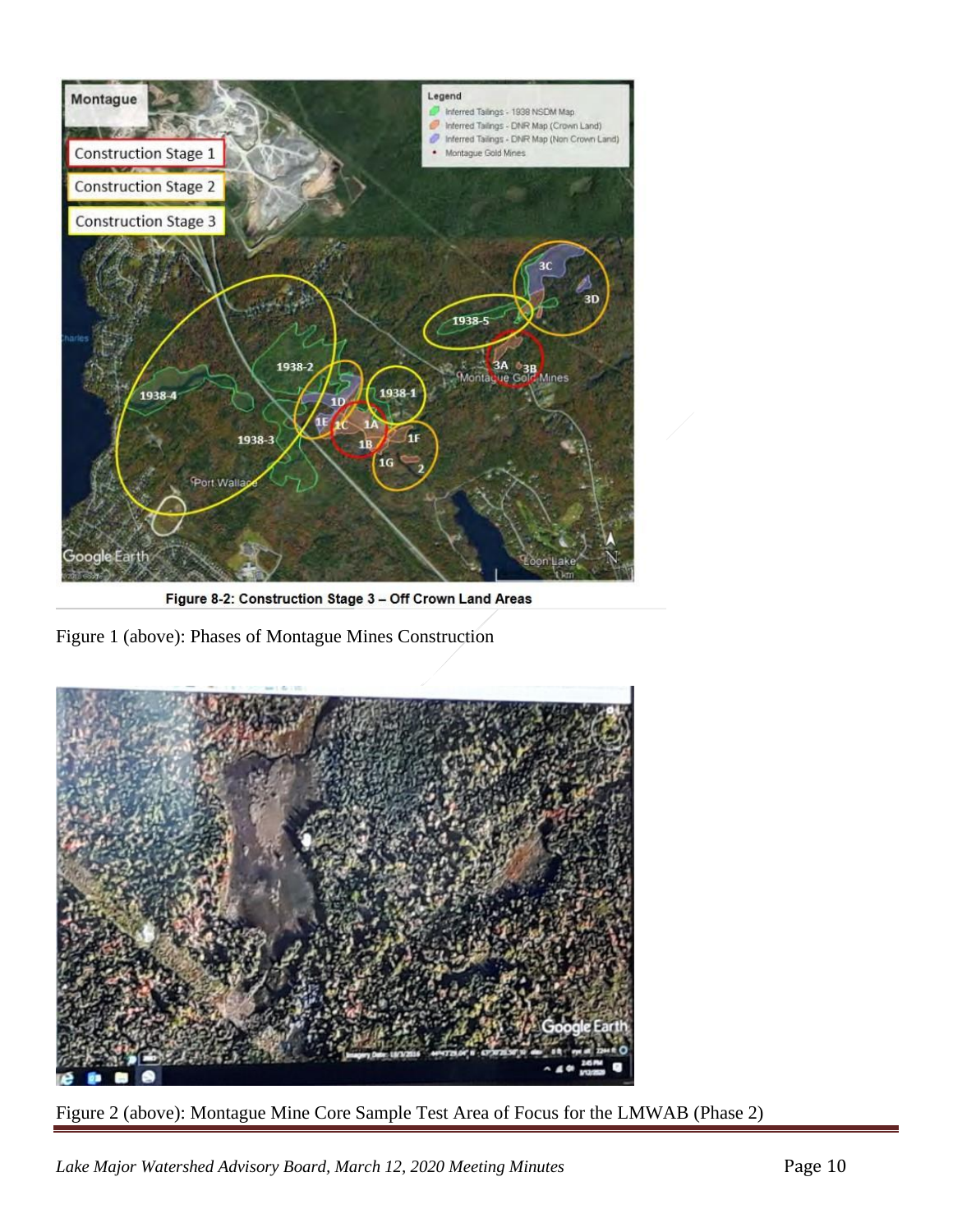Figure 8-2: Construction Stage 3 – Off Crown Land Areas

Figure 1 (above): Phases of Montague Mines Construction

Figure 2 (above): Montague Mine Core Sample Test Area of Focus for the LMWAB (Phase 2)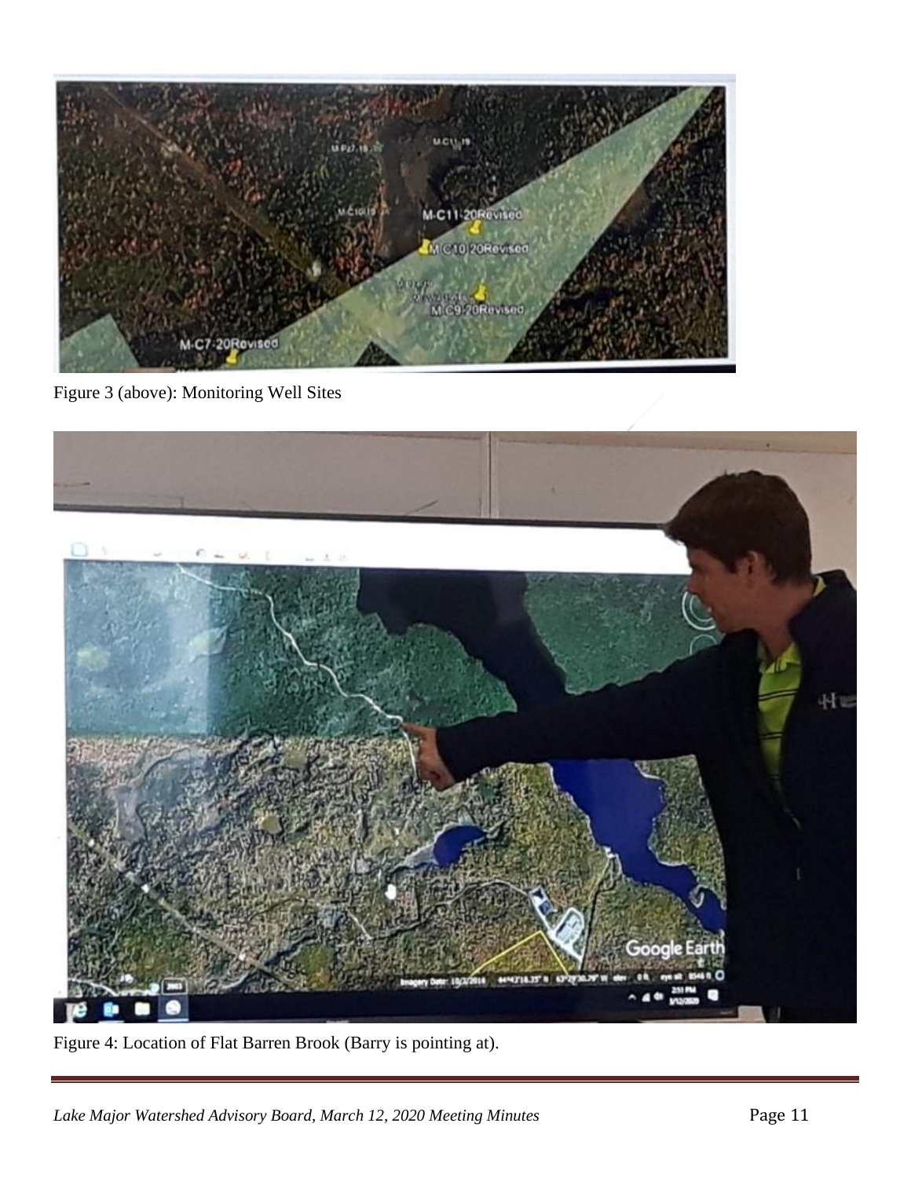Figure 3 (above): Monitoring Well Sites

Figure 4: Location of Flat Barren Brook (Barry is pointing at).